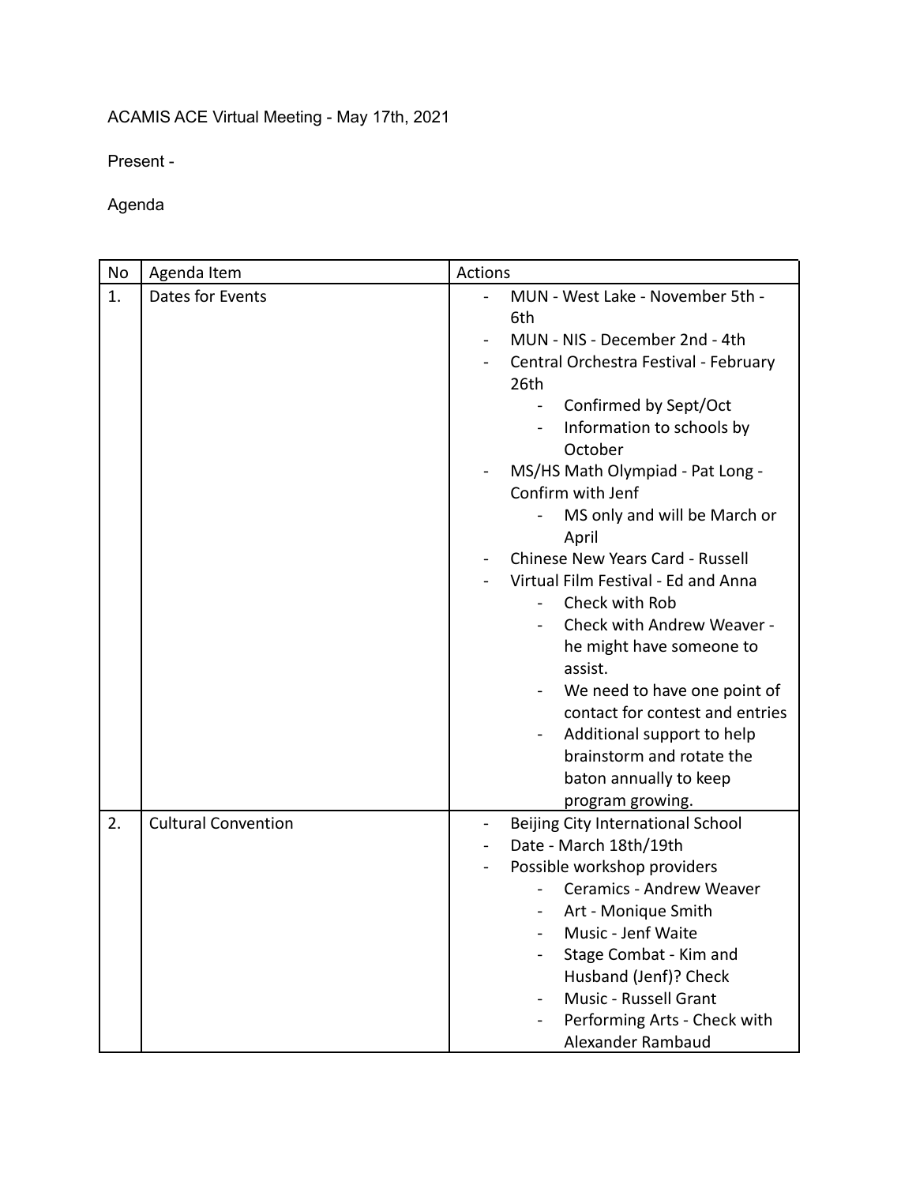ACAMIS ACE Virtual Meeting - May 17th, 2021

Present -

Agenda

| No | Agenda Item | Actions |
|---|---|---|
| 1. | Dates for Events | - MUN - West Lake - November 5th - 6th<br>- MUN - NIS - December 2nd - 4th<br>- Central Orchestra Festival - February 26th<br>&nbsp;&nbsp;&nbsp;&nbsp;- Confirmed by Sept/Oct<br>&nbsp;&nbsp;&nbsp;&nbsp;- Information to schools by October<br>- MS/HS Math Olympiad - Pat Long - Confirm with Jenf<br>&nbsp;&nbsp;&nbsp;&nbsp;- MS only and will be March or April<br>- Chinese New Years Card - Russell<br>- Virtual Film Festival - Ed and Anna<br>&nbsp;&nbsp;&nbsp;&nbsp;- Check with Rob<br>&nbsp;&nbsp;&nbsp;&nbsp;- Check with Andrew Weaver - he might have someone to assist.<br>&nbsp;&nbsp;&nbsp;&nbsp;- We need to have one point of contact for contest and entries<br>&nbsp;&nbsp;&nbsp;&nbsp;- Additional support to help brainstorm and rotate the baton annually to keep program growing. |
| 2. | Cultural Convention | - Beijing City International School<br>- Date - March 18th/19th<br>- Possible workshop providers<br>&nbsp;&nbsp;&nbsp;&nbsp;- Ceramics - Andrew Weaver<br>&nbsp;&nbsp;&nbsp;&nbsp;- Art - Monique Smith<br>&nbsp;&nbsp;&nbsp;&nbsp;- Music - Jenf Waite<br>&nbsp;&nbsp;&nbsp;&nbsp;- Stage Combat - Kim and Husband (Jenf)? Check<br>&nbsp;&nbsp;&nbsp;&nbsp;- Music - Russell Grant<br>&nbsp;&nbsp;&nbsp;&nbsp;- Performing Arts - Check with Alexander Rambaud |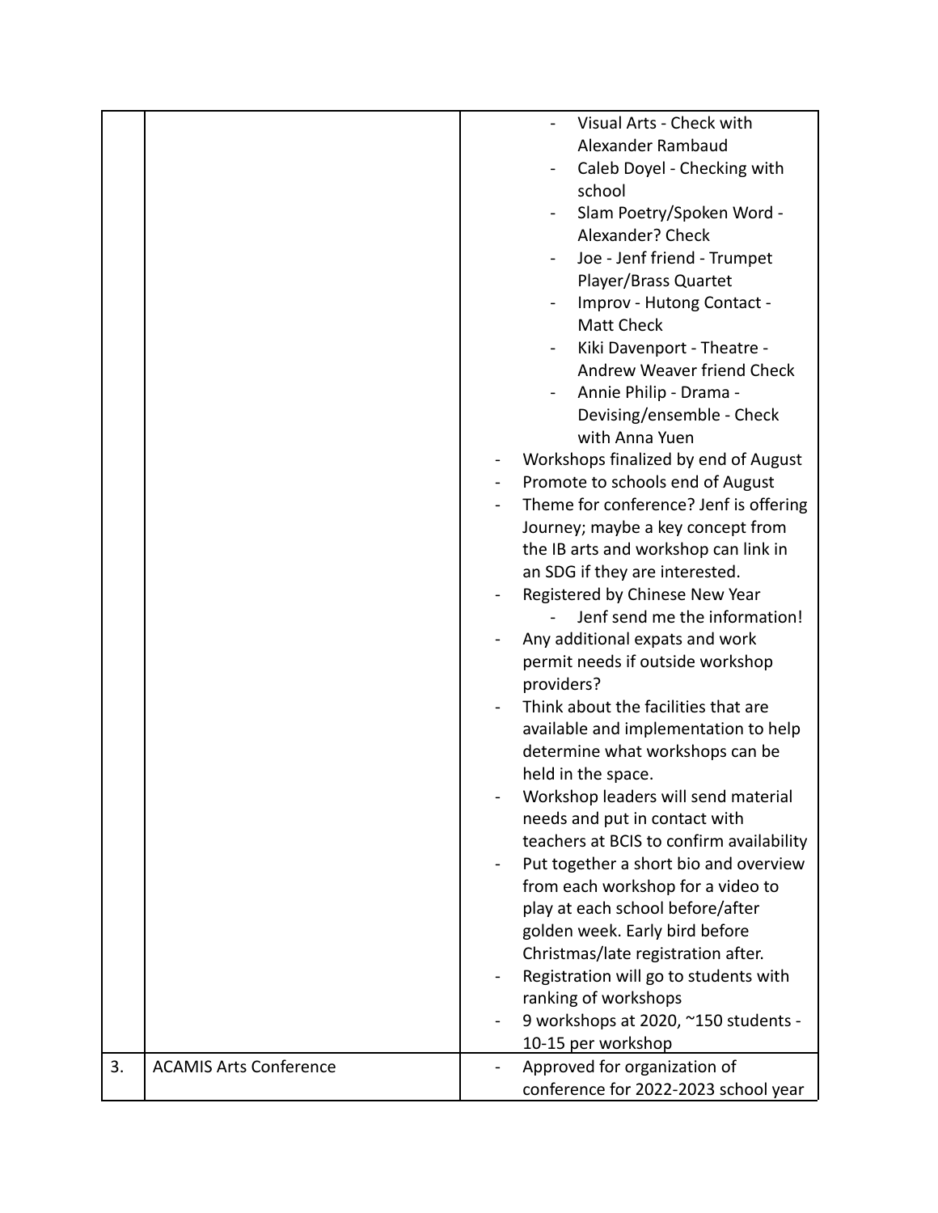| | | |
|---|---|---|
| | | - Visual Arts - Check with Alexander Rambaud<br>- Caleb Doyel - Checking with school<br>- Slam Poetry/Spoken Word - Alexander? Check<br>- Joe - Jenf friend - Trumpet Player/Brass Quartet<br>- Improv - Hutong Contact - Matt Check<br>- Kiki Davenport - Theatre - Andrew Weaver friend Check<br>- Annie Philip - Drama - Devising/ensemble - Check with Anna Yuen<br>- Workshops finalized by end of August<br>- Promote to schools end of August<br>- Theme for conference? Jenf is offering Journey; maybe a key concept from the IB arts and workshop can link in an SDG if they are interested.<br>- Registered by Chinese New Year<br>  - Jenf send me the information!<br>- Any additional expats and work permit needs if outside workshop providers?<br>- Think about the facilities that are available and implementation to help determine what workshops can be held in the space.<br>- Workshop leaders will send material needs and put in contact with teachers at BCIS to confirm availability<br>- Put together a short bio and overview from each workshop for a video to play at each school before/after golden week. Early bird before Christmas/late registration after.<br>- Registration will go to students with ranking of workshops<br>- 9 workshops at 2020, ~150 students - 10-15 per workshop |
| 3. | ACAMIS Arts Conference | - Approved for organization of conference for 2022-2023 school year |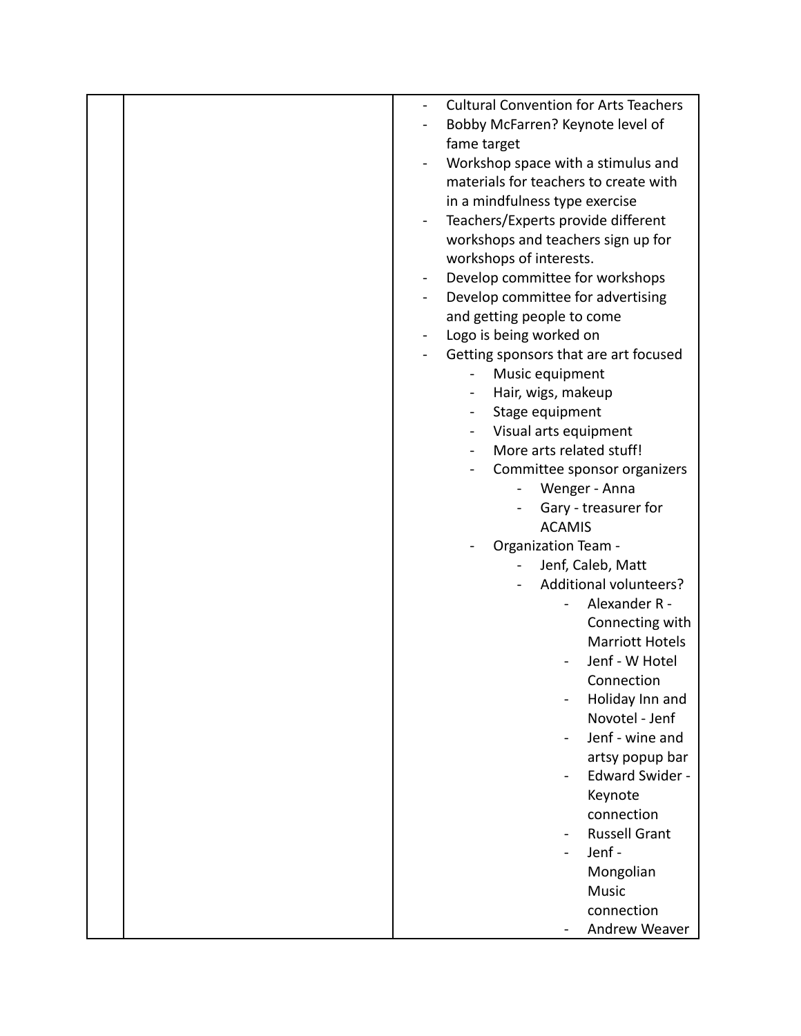|  |  |  |
|---|---|---|
|  |  | - Cultural Convention for Arts Teachers<br>- Bobby McFarren? Keynote level of fame target<br>- Workshop space with a stimulus and materials for teachers to create with in a mindfulness type exercise<br>- Teachers/Experts provide different workshops and teachers sign up for workshops of interests.<br>- Develop committee for workshops<br>- Develop committee for advertising and getting people to come<br>- Logo is being worked on<br>- Getting sponsors that are art focused<br>&nbsp;&nbsp;&nbsp;&nbsp;- Music equipment<br>&nbsp;&nbsp;&nbsp;&nbsp;- Hair, wigs, makeup<br>&nbsp;&nbsp;&nbsp;&nbsp;- Stage equipment<br>&nbsp;&nbsp;&nbsp;&nbsp;- Visual arts equipment<br>&nbsp;&nbsp;&nbsp;&nbsp;- More arts related stuff!<br>&nbsp;&nbsp;&nbsp;&nbsp;- Committee sponsor organizers<br>&nbsp;&nbsp;&nbsp;&nbsp;&nbsp;&nbsp;&nbsp;&nbsp;- Wenger - Anna<br>&nbsp;&nbsp;&nbsp;&nbsp;&nbsp;&nbsp;&nbsp;&nbsp;- Gary - treasurer for ACAMIS<br>&nbsp;&nbsp;&nbsp;&nbsp;- Organization Team -<br>&nbsp;&nbsp;&nbsp;&nbsp;&nbsp;&nbsp;&nbsp;&nbsp;- Jenf, Caleb, Matt<br>&nbsp;&nbsp;&nbsp;&nbsp;&nbsp;&nbsp;&nbsp;&nbsp;- Additional volunteers?<br>&nbsp;&nbsp;&nbsp;&nbsp;&nbsp;&nbsp;&nbsp;&nbsp;&nbsp;&nbsp;&nbsp;&nbsp;- Alexander R - Connecting with Marriott Hotels<br>&nbsp;&nbsp;&nbsp;&nbsp;&nbsp;&nbsp;&nbsp;&nbsp;&nbsp;&nbsp;&nbsp;&nbsp;- Jenf - W Hotel Connection<br>&nbsp;&nbsp;&nbsp;&nbsp;&nbsp;&nbsp;&nbsp;&nbsp;&nbsp;&nbsp;&nbsp;&nbsp;- Holiday Inn and Novotel - Jenf<br>&nbsp;&nbsp;&nbsp;&nbsp;&nbsp;&nbsp;&nbsp;&nbsp;&nbsp;&nbsp;&nbsp;&nbsp;- Jenf - wine and artsy popup bar<br>&nbsp;&nbsp;&nbsp;&nbsp;&nbsp;&nbsp;&nbsp;&nbsp;&nbsp;&nbsp;&nbsp;&nbsp;- Edward Swider - Keynote connection<br>&nbsp;&nbsp;&nbsp;&nbsp;&nbsp;&nbsp;&nbsp;&nbsp;&nbsp;&nbsp;&nbsp;&nbsp;- Russell Grant<br>&nbsp;&nbsp;&nbsp;&nbsp;&nbsp;&nbsp;&nbsp;&nbsp;&nbsp;&nbsp;&nbsp;&nbsp;- Jenf - Mongolian Music connection<br>&nbsp;&nbsp;&nbsp;&nbsp;&nbsp;&nbsp;&nbsp;&nbsp;&nbsp;&nbsp;&nbsp;&nbsp;- Andrew Weaver |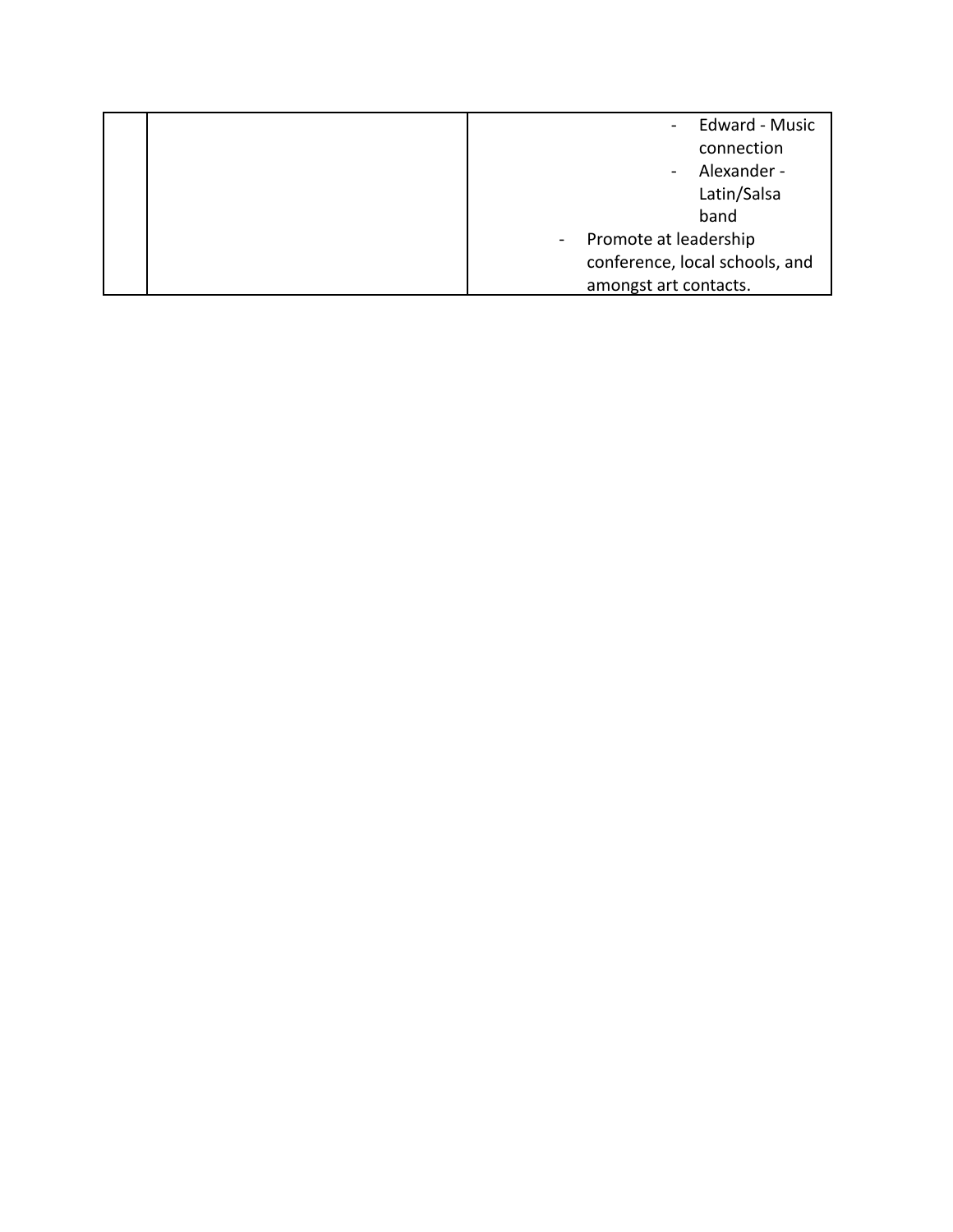| | | |
|---|---|---|
| | | - Edward - Music connection<br>- Alexander - Latin/Salsa band<br>- Promote at leadership conference, local schools, and amongst art contacts. |